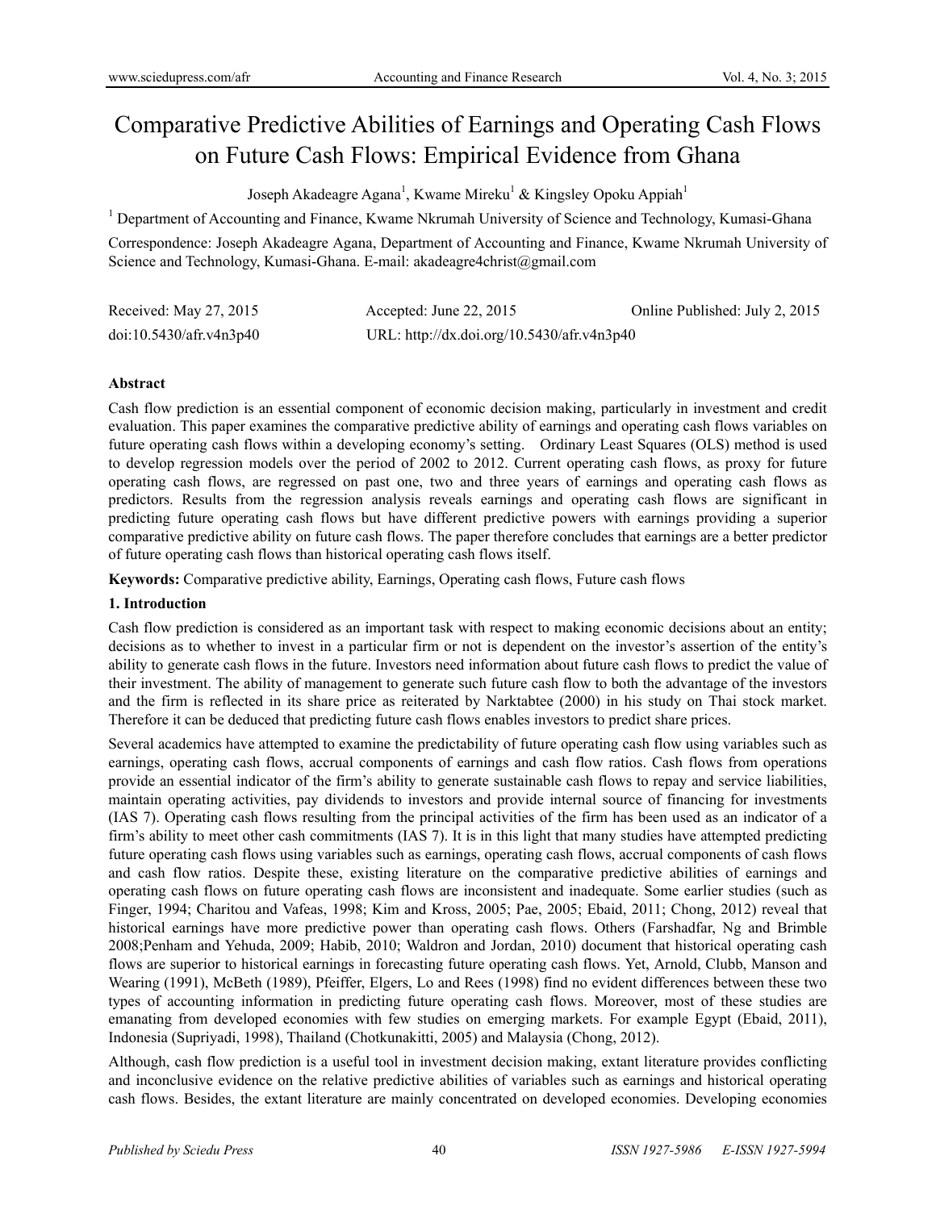# Comparative Predictive Abilities of Earnings and Operating Cash Flows on Future Cash Flows: Empirical Evidence from Ghana

Joseph Akadeagre Agana[1], Kwame Mireku[1] & Kingsley Opoku Appiah[1]

[1] Department of Accounting and Finance, Kwame Nkrumah University of Science and Technology, Kumasi-Ghana

Correspondence: Joseph Akadeagre Agana, Department of Accounting and Finance, Kwame Nkrumah University of Science and Technology, Kumasi-Ghana. E-mail: akadeagre4christ@gmail.com

| Received: May 27, 2015 | Accepted: June 22, 2015 | Online Published: July 2, 2015 |
|---|---|---|
| doi:10.5430/afr.v4n3p40 | URL: http://dx.doi.org/10.5430/afr.v4n3p40 | |

## Abstract

Cash flow prediction is an essential component of economic decision making, particularly in investment and credit evaluation. This paper examines the comparative predictive ability of earnings and operating cash flows variables on future operating cash flows within a developing economy's setting. Ordinary Least Squares (OLS) method is used to develop regression models over the period of 2002 to 2012. Current operating cash flows, as proxy for future operating cash flows, are regressed on past one, two and three years of earnings and operating cash flows as predictors. Results from the regression analysis reveals earnings and operating cash flows are significant in predicting future operating cash flows but have different predictive powers with earnings providing a superior comparative predictive ability on future cash flows. The paper therefore concludes that earnings are a better predictor of future operating cash flows than historical operating cash flows itself.

**Keywords:** Comparative predictive ability, Earnings, Operating cash flows, Future cash flows

## 1. Introduction

Cash flow prediction is considered as an important task with respect to making economic decisions about an entity; decisions as to whether to invest in a particular firm or not is dependent on the investor's assertion of the entity's ability to generate cash flows in the future. Investors need information about future cash flows to predict the value of their investment. The ability of management to generate such future cash flow to both the advantage of the investors and the firm is reflected in its share price as reiterated by Narktabtee (2000) in his study on Thai stock market. Therefore it can be deduced that predicting future cash flows enables investors to predict share prices.

Several academics have attempted to examine the predictability of future operating cash flow using variables such as earnings, operating cash flows, accrual components of earnings and cash flow ratios. Cash flows from operations provide an essential indicator of the firm's ability to generate sustainable cash flows to repay and service liabilities, maintain operating activities, pay dividends to investors and provide internal source of financing for investments (IAS 7). Operating cash flows resulting from the principal activities of the firm has been used as an indicator of a firm's ability to meet other cash commitments (IAS 7). It is in this light that many studies have attempted predicting future operating cash flows using variables such as earnings, operating cash flows, accrual components of cash flows and cash flow ratios. Despite these, existing literature on the comparative predictive abilities of earnings and operating cash flows on future operating cash flows are inconsistent and inadequate. Some earlier studies (such as Finger, 1994; Charitou and Vafeas, 1998; Kim and Kross, 2005; Pae, 2005; Ebaid, 2011; Chong, 2012) reveal that historical earnings have more predictive power than operating cash flows. Others (Farshadfar, Ng and Brimble 2008;Penham and Yehuda, 2009; Habib, 2010; Waldron and Jordan, 2010) document that historical operating cash flows are superior to historical earnings in forecasting future operating cash flows. Yet, Arnold, Clubb, Manson and Wearing (1991), McBeth (1989), Pfeiffer, Elgers, Lo and Rees (1998) find no evident differences between these two types of accounting information in predicting future operating cash flows. Moreover, most of these studies are emanating from developed economies with few studies on emerging markets. For example Egypt (Ebaid, 2011), Indonesia (Supriyadi, 1998), Thailand (Chotkunakitti, 2005) and Malaysia (Chong, 2012).

Although, cash flow prediction is a useful tool in investment decision making, extant literature provides conflicting and inconclusive evidence on the relative predictive abilities of variables such as earnings and historical operating cash flows. Besides, the extant literature are mainly concentrated on developed economies. Developing economies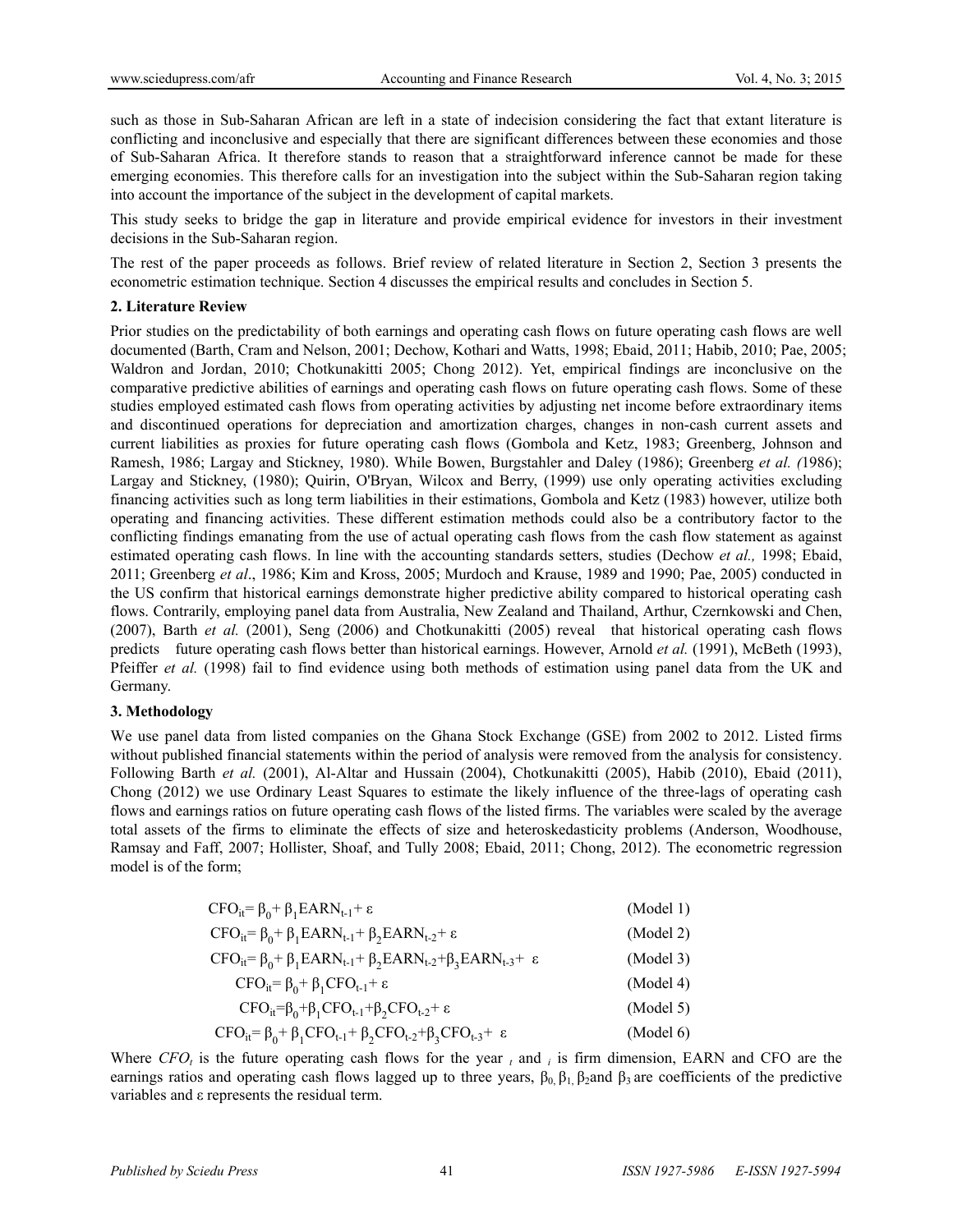such as those in Sub-Saharan African are left in a state of indecision considering the fact that extant literature is conflicting and inconclusive and especially that there are significant differences between these economies and those of Sub-Saharan Africa. It therefore stands to reason that a straightforward inference cannot be made for these emerging economies. This therefore calls for an investigation into the subject within the Sub-Saharan region taking into account the importance of the subject in the development of capital markets.

This study seeks to bridge the gap in literature and provide empirical evidence for investors in their investment decisions in the Sub-Saharan region.

The rest of the paper proceeds as follows. Brief review of related literature in Section 2, Section 3 presents the econometric estimation technique. Section 4 discusses the empirical results and concludes in Section 5.

## 2. Literature Review

Prior studies on the predictability of both earnings and operating cash flows on future operating cash flows are well documented (Barth, Cram and Nelson, 2001; Dechow, Kothari and Watts, 1998; Ebaid, 2011; Habib, 2010; Pae, 2005; Waldron and Jordan, 2010; Chotkunakitti 2005; Chong 2012). Yet, empirical findings are inconclusive on the comparative predictive abilities of earnings and operating cash flows on future operating cash flows. Some of these studies employed estimated cash flows from operating activities by adjusting net income before extraordinary items and discontinued operations for depreciation and amortization charges, changes in non-cash current assets and current liabilities as proxies for future operating cash flows (Gombola and Ketz, 1983; Greenberg, Johnson and Ramesh, 1986; Largay and Stickney, 1980). While Bowen, Burgstahler and Daley (1986); Greenberg *et al. (*1986); Largay and Stickney, (1980); Quirin, O'Bryan, Wilcox and Berry, (1999) use only operating activities excluding financing activities such as long term liabilities in their estimations, Gombola and Ketz (1983) however, utilize both operating and financing activities. These different estimation methods could also be a contributory factor to the conflicting findings emanating from the use of actual operating cash flows from the cash flow statement as against estimated operating cash flows. In line with the accounting standards setters, studies (Dechow *et al.,* 1998; Ebaid, 2011; Greenberg *et al*., 1986; Kim and Kross, 2005; Murdoch and Krause, 1989 and 1990; Pae, 2005) conducted in the US confirm that historical earnings demonstrate higher predictive ability compared to historical operating cash flows. Contrarily, employing panel data from Australia, New Zealand and Thailand, Arthur, Czernkowski and Chen, (2007), Barth *et al.* (2001), Seng (2006) and Chotkunakitti (2005) reveal that historical operating cash flows predicts future operating cash flows better than historical earnings. However, Arnold *et al.* (1991), McBeth (1993), Pfeiffer *et al.* (1998) fail to find evidence using both methods of estimation using panel data from the UK and Germany.

## 3. Methodology

We use panel data from listed companies on the Ghana Stock Exchange (GSE) from 2002 to 2012. Listed firms without published financial statements within the period of analysis were removed from the analysis for consistency. Following Barth *et al.* (2001), Al-Altar and Hussain (2004), Chotkunakitti (2005), Habib (2010), Ebaid (2011), Chong (2012) we use Ordinary Least Squares to estimate the likely influence of the three-lags of operating cash flows and earnings ratios on future operating cash flows of the listed firms. The variables were scaled by the average total assets of the firms to eliminate the effects of size and heteroskedasticity problems (Anderson, Woodhouse, Ramsay and Faff, 2007; Hollister, Shoaf, and Tully 2008; Ebaid, 2011; Chong, 2012). The econometric regression model is of the form;

$$CFO_{it} = \beta_0 + \beta_1 EARN_{t-1} + \varepsilon \qquad \text{(Model 1)}$$

$$CFO_{it} = \beta_0 + \beta_1 EARN_{t-1} + \beta_2 EARN_{t-2} + \varepsilon \qquad \text{(Model 2)}$$

$$CFO_{it} = \beta_0 + \beta_1 EARN_{t-1} + \beta_2 EARN_{t-2} + \beta_3 EARN_{t-3} + \varepsilon \qquad \text{(Model 3)}$$

$$CFO_{it} = \beta_0 + \beta_1 CFO_{t-1} + \varepsilon \qquad \text{(Model 4)}$$

$$CFO_{it} = \beta_0 + \beta_1 CFO_{t-1} + \beta_2 CFO_{t-2} + \varepsilon \qquad \text{(Model 5)}$$

$$CFO_{it} = \beta_0 + \beta_1 CFO_{t-1} + \beta_2 CFO_{t-2} + \beta_3 CFO_{t-3} + \varepsilon \qquad \text{(Model 6)}$$

Where $CFO_t$ is the future operating cash flows for the year $t$ and $i$ is firm dimension, EARN and CFO are the earnings ratios and operating cash flows lagged up to three years, $\beta_0$, $\beta_1$, $\beta_2$ and $\beta_3$ are coefficients of the predictive variables and $\varepsilon$ represents the residual term.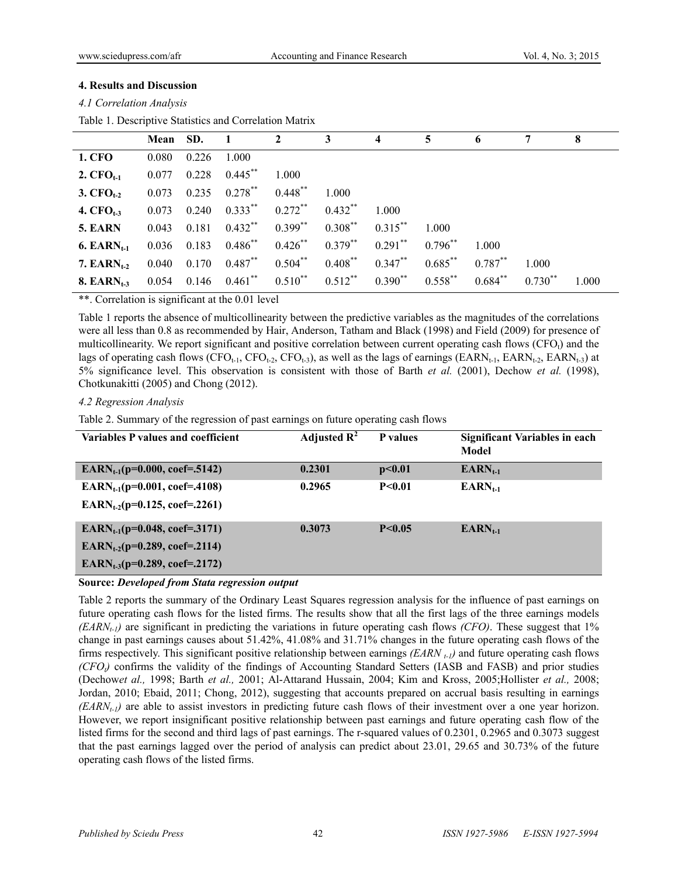## 4. Results and Discussion

### *4.1 Correlation Analysis*

Table 1. Descriptive Statistics and Correlation Matrix

| | Mean | SD. | 1 | 2 | 3 | 4 | 5 | 6 | 7 | 8 |
|---|---|---|---|---|---|---|---|---|---|---|
| **1. CFO** | 0.080 | 0.226 | 1.000 | | | | | | | |
| **2. $CFO_{t-1}$** | 0.077 | 0.228 | $0.445^{**}$ | 1.000 | | | | | | |
| **3. $CFO_{t-2}$** | 0.073 | 0.235 | $0.278^{**}$ | $0.448^{**}$ | 1.000 | | | | | |
| **4. $CFO_{t-3}$** | 0.073 | 0.240 | $0.333^{**}$ | $0.272^{**}$ | $0.432^{**}$ | 1.000 | | | | |
| **5. EARN** | 0.043 | 0.181 | $0.432^{**}$ | $0.399^{**}$ | $0.308^{**}$ | $0.315^{**}$ | 1.000 | | | |
| **6. $EARN_{t-1}$** | 0.036 | 0.183 | $0.486^{**}$ | $0.426^{**}$ | $0.379^{**}$ | $0.291^{**}$ | $0.796^{**}$ | 1.000 | | |
| **7. $EARN_{t-2}$** | 0.040 | 0.170 | $0.487^{**}$ | $0.504^{**}$ | $0.408^{**}$ | $0.347^{**}$ | $0.685^{**}$ | $0.787^{**}$ | 1.000 | |
| **8. $EARN_{t-3}$** | 0.054 | 0.146 | $0.461^{**}$ | $0.510^{**}$ | $0.512^{**}$ | $0.390^{**}$ | $0.558^{**}$ | $0.684^{**}$ | $0.730^{**}$ | 1.000 |

**. Correlation is significant at the 0.01 level

Table 1 reports the absence of multicollinearity between the predictive variables as the magnitudes of the correlations were all less than 0.8 as recommended by Hair, Anderson, Tatham and Black (1998) and Field (2009) for presence of multicollinearity. We report significant and positive correlation between current operating cash flows ($CFO_t$) and the lags of operating cash flows ($CFO_{t-1}$, $CFO_{t-2}$, $CFO_{t-3}$), as well as the lags of earnings ($EARN_{t-1}$, $EARN_{t-2}$, $EARN_{t-3}$) at 5% significance level. This observation is consistent with those of Barth *et al.* (2001), Dechow *et al.* (1998), Chotkunakitti (2005) and Chong (2012).

### *4.2 Regression Analysis*

Table 2. Summary of the regression of past earnings on future operating cash flows

| Variables P values and coefficient | Adjusted $R^2$ | P values | Significant Variables in each Model |
|---|---|---|---|
| **$EARN_{t-1}$(p=0.000, coef=.5142)** | **0.2301** | **$p<0.01$** | **$EARN_{t-1}$** |
| **$EARN_{t-1}$(p=0.001, coef=.4108)**<br>**$EARN_{t-2}$(p=0.125, coef=.2261)** | **0.2965** | **$P<0.01$** | **$EARN_{t-1}$** |
| **$EARN_{t-1}$(p=0.048, coef=.3171)**<br>**$EARN_{t-2}$(p=0.289, coef=.2114)**<br>**$EARN_{t-3}$(p=0.289, coef=.2172)** | **0.3073** | **$P<0.05$** | **$EARN_{t-1}$** |

**Source:** ***Developed from Stata regression output***

Table 2 reports the summary of the Ordinary Least Squares regression analysis for the influence of past earnings on future operating cash flows for the listed firms. The results show that all the first lags of the three earnings models *($EARN_{t-1}$)* are significant in predicting the variations in future operating cash flows *(CFO)*. These suggest that 1% change in past earnings causes about 51.42%, 41.08% and 31.71% changes in the future operating cash flows of the firms respectively. This significant positive relationship between earnings *($EARN_{t-1}$)* and future operating cash flows *($CFO_t$)* confirms the validity of the findings of Accounting Standard Setters (IASB and FASB) and prior studies (Dechow*et al.,* 1998; Barth *et al.,* 2001; Al-Attarand Hussain, 2004; Kim and Kross, 2005;Hollister *et al.,* 2008; Jordan, 2010; Ebaid, 2011; Chong, 2012), suggesting that accounts prepared on accrual basis resulting in earnings *($EARN_{t-1}$)* are able to assist investors in predicting future cash flows of their investment over a one year horizon. However, we report insignificant positive relationship between past earnings and future operating cash flow of the listed firms for the second and third lags of past earnings. The r-squared values of 0.2301, 0.2965 and 0.3073 suggest that the past earnings lagged over the period of analysis can predict about 23.01, 29.65 and 30.73% of the future operating cash flows of the listed firms.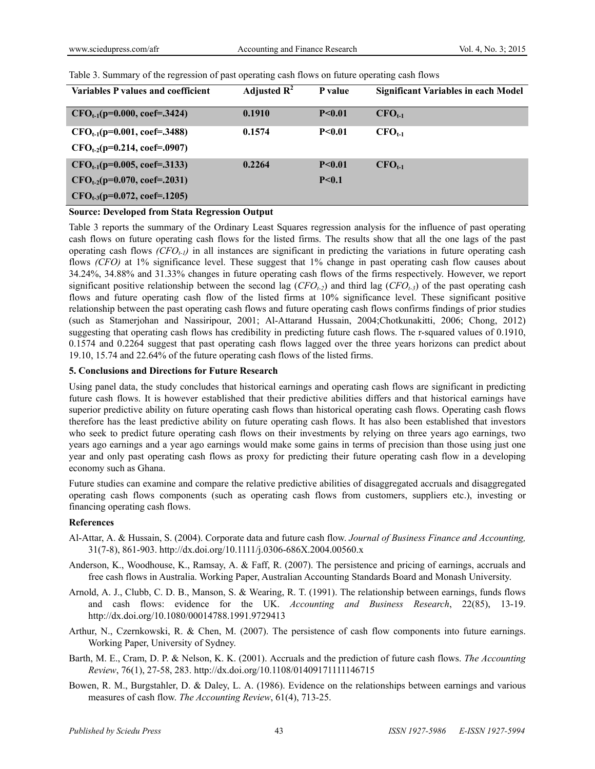Table 3. Summary of the regression of past operating cash flows on future operating cash flows

| Variables P values and coefficient | Adjusted $R^2$ | P value | Significant Variables in each Model |
|---|---|---|---|
| **$CFO_{t-1}$(p=0.000, coef=.3424)** | **0.1910** | **P<0.01** | **$CFO_{t-1}$** |
| **$CFO_{t-1}$(p=0.001, coef=.3488)** | **0.1574** | **P<0.01** | **$CFO_{t-1}$** |
| **$CFO_{t-2}$(p=0.214, coef=.0907)** | | | |
| **$CFO_{t-1}$(p=0.005, coef=.3133)** | **0.2264** | **P<0.01** | **$CFO_{t-1}$** |
| **$CFO_{t-2}$(p=0.070, coef=.2031)** | | **P<0.1** | |
| **$CFO_{t-3}$(p=0.072, coef=.1205)** | | | |

**Source: Developed from Stata Regression Output**

Table 3 reports the summary of the Ordinary Least Squares regression analysis for the influence of past operating cash flows on future operating cash flows for the listed firms. The results show that all the one lags of the past operating cash flows *($CFO_{t-1}$)* in all instances are significant in predicting the variations in future operating cash flows *(CFO)* at 1% significance level. These suggest that 1% change in past operating cash flow causes about 34.24%, 34.88% and 31.33% changes in future operating cash flows of the firms respectively. However, we report significant positive relationship between the second lag ($CFO_{t-2}$) and third lag ($CFO_{t-3}$) of the past operating cash flows and future operating cash flow of the listed firms at 10% significance level. These significant positive relationship between the past operating cash flows and future operating cash flows confirms findings of prior studies (such as Stamerjohan and Nassiripour, 2001; Al-Attarand Hussain, 2004;Chotkunakitti, 2006; Chong, 2012) suggesting that operating cash flows has credibility in predicting future cash flows. The r-squared values of 0.1910, 0.1574 and 0.2264 suggest that past operating cash flows lagged over the three years horizons can predict about 19.10, 15.74 and 22.64% of the future operating cash flows of the listed firms.

## 5. Conclusions and Directions for Future Research

Using panel data, the study concludes that historical earnings and operating cash flows are significant in predicting future cash flows. It is however established that their predictive abilities differs and that historical earnings have superior predictive ability on future operating cash flows than historical operating cash flows. Operating cash flows therefore has the least predictive ability on future operating cash flows. It has also been established that investors who seek to predict future operating cash flows on their investments by relying on three years ago earnings, two years ago earnings and a year ago earnings would make some gains in terms of precision than those using just one year and only past operating cash flows as proxy for predicting their future operating cash flow in a developing economy such as Ghana.

Future studies can examine and compare the relative predictive abilities of disaggregated accruals and disaggregated operating cash flows components (such as operating cash flows from customers, suppliers etc.), investing or financing operating cash flows.

## References

Al-Attar, A. & Hussain, S. (2004). Corporate data and future cash flow. *Journal of Business Finance and Accounting,* 31(7-8), 861-903. http://dx.doi.org/10.1111/j.0306-686X.2004.00560.x

Anderson, K., Woodhouse, K., Ramsay, A. & Faff, R. (2007). The persistence and pricing of earnings, accruals and free cash flows in Australia. Working Paper, Australian Accounting Standards Board and Monash University.

Arnold, A. J., Clubb, C. D. B., Manson, S. & Wearing, R. T. (1991). The relationship between earnings, funds flows and cash flows: evidence for the UK. *Accounting and Business Research*, 22(85), 13-19. http://dx.doi.org/10.1080/00014788.1991.9729413

Arthur, N., Czernkowski, R. & Chen, M. (2007). The persistence of cash flow components into future earnings. Working Paper, University of Sydney.

Barth, M. E., Cram, D. P. & Nelson, K. K. (2001). Accruals and the prediction of future cash flows. *The Accounting Review*, 76(1), 27-58, 283. http://dx.doi.org/10.1108/01409171111146715

Bowen, R. M., Burgstahler, D. & Daley, L. A. (1986). Evidence on the relationships between earnings and various measures of cash flow. *The Accounting Review*, 61(4), 713-25.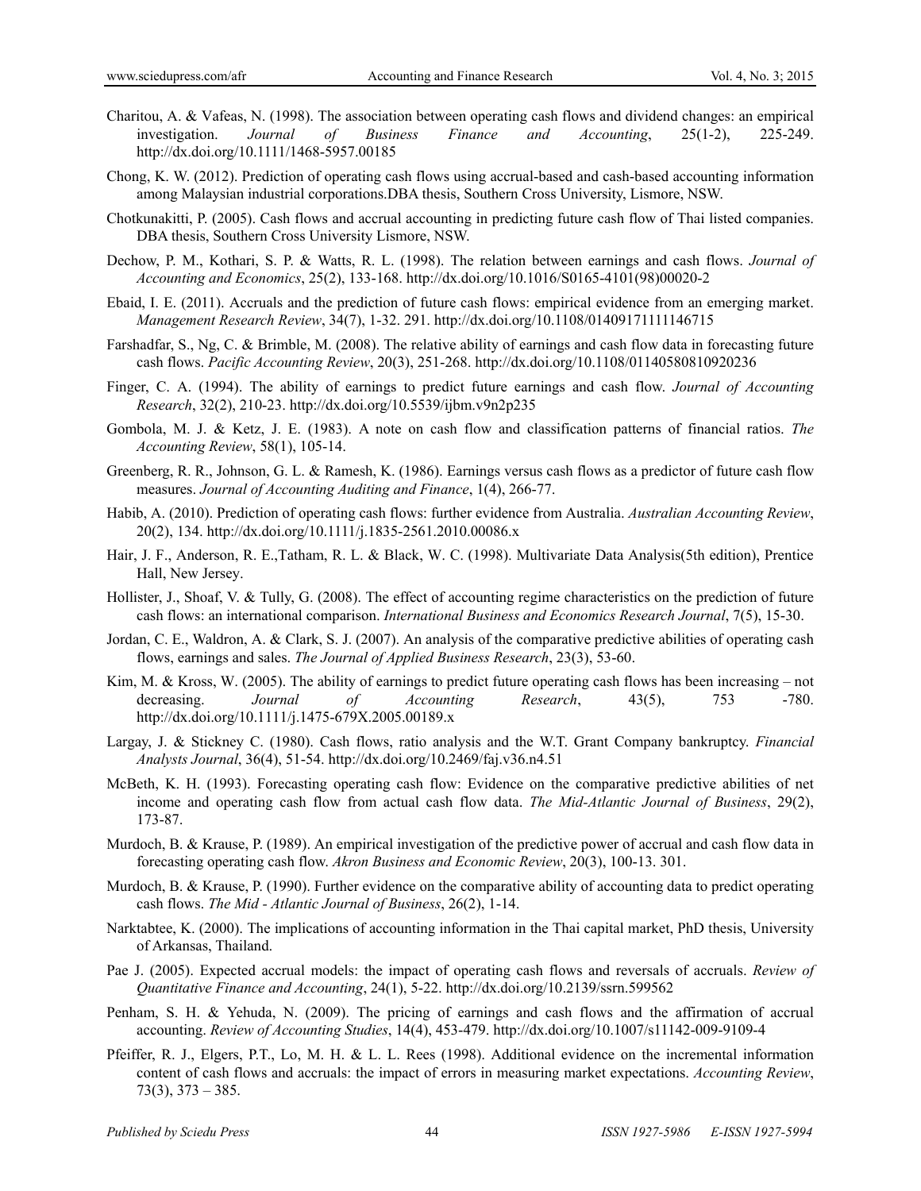Charitou, A. & Vafeas, N. (1998). The association between operating cash flows and dividend changes: an empirical investigation. *Journal of Business Finance and Accounting*, 25(1-2), 225-249. http://dx.doi.org/10.1111/1468-5957.00185

Chong, K. W. (2012). Prediction of operating cash flows using accrual-based and cash-based accounting information among Malaysian industrial corporations.DBA thesis, Southern Cross University, Lismore, NSW.

Chotkunakitti, P. (2005). Cash flows and accrual accounting in predicting future cash flow of Thai listed companies. DBA thesis, Southern Cross University Lismore, NSW.

Dechow, P. M., Kothari, S. P. & Watts, R. L. (1998). The relation between earnings and cash flows. *Journal of Accounting and Economics*, 25(2), 133-168. http://dx.doi.org/10.1016/S0165-4101(98)00020-2

Ebaid, I. E. (2011). Accruals and the prediction of future cash flows: empirical evidence from an emerging market. *Management Research Review*, 34(7), 1-32. 291. http://dx.doi.org/10.1108/01409171111146715

Farshadfar, S., Ng, C. & Brimble, M. (2008). The relative ability of earnings and cash flow data in forecasting future cash flows. *Pacific Accounting Review*, 20(3), 251-268. http://dx.doi.org/10.1108/01140580810920236

Finger, C. A. (1994). The ability of earnings to predict future earnings and cash flow. *Journal of Accounting Research*, 32(2), 210-23. http://dx.doi.org/10.5539/ijbm.v9n2p235

Gombola, M. J. & Ketz, J. E. (1983). A note on cash flow and classification patterns of financial ratios. *The Accounting Review*, 58(1), 105-14.

Greenberg, R. R., Johnson, G. L. & Ramesh, K. (1986). Earnings versus cash flows as a predictor of future cash flow measures. *Journal of Accounting Auditing and Finance*, 1(4), 266-77.

Habib, A. (2010). Prediction of operating cash flows: further evidence from Australia. *Australian Accounting Review*, 20(2), 134. http://dx.doi.org/10.1111/j.1835-2561.2010.00086.x

Hair, J. F., Anderson, R. E.,Tatham, R. L. & Black, W. C. (1998). Multivariate Data Analysis(5th edition), Prentice Hall, New Jersey.

Hollister, J., Shoaf, V. & Tully, G. (2008). The effect of accounting regime characteristics on the prediction of future cash flows: an international comparison. *International Business and Economics Research Journal*, 7(5), 15-30.

Jordan, C. E., Waldron, A. & Clark, S. J. (2007). An analysis of the comparative predictive abilities of operating cash flows, earnings and sales. *The Journal of Applied Business Research*, 23(3), 53-60.

Kim, M. & Kross, W. (2005). The ability of earnings to predict future operating cash flows has been increasing – not decreasing. *Journal of Accounting Research*, 43(5), 753 -780. http://dx.doi.org/10.1111/j.1475-679X.2005.00189.x

Largay, J. & Stickney C. (1980). Cash flows, ratio analysis and the W.T. Grant Company bankruptcy. *Financial Analysts Journal*, 36(4), 51-54. http://dx.doi.org/10.2469/faj.v36.n4.51

McBeth, K. H. (1993). Forecasting operating cash flow: Evidence on the comparative predictive abilities of net income and operating cash flow from actual cash flow data. *The Mid-Atlantic Journal of Business*, 29(2), 173-87.

Murdoch, B. & Krause, P. (1989). An empirical investigation of the predictive power of accrual and cash flow data in forecasting operating cash flow. *Akron Business and Economic Review*, 20(3), 100-13. 301.

Murdoch, B. & Krause, P. (1990). Further evidence on the comparative ability of accounting data to predict operating cash flows. *The Mid - Atlantic Journal of Business*, 26(2), 1-14.

Narktabtee, K. (2000). The implications of accounting information in the Thai capital market, PhD thesis, University of Arkansas, Thailand.

Pae J. (2005). Expected accrual models: the impact of operating cash flows and reversals of accruals. *Review of Quantitative Finance and Accounting*, 24(1), 5-22. http://dx.doi.org/10.2139/ssrn.599562

Penham, S. H. & Yehuda, N. (2009). The pricing of earnings and cash flows and the affirmation of accrual accounting. *Review of Accounting Studies*, 14(4), 453-479. http://dx.doi.org/10.1007/s11142-009-9109-4

Pfeiffer, R. J., Elgers, P.T., Lo, M. H. & L. L. Rees (1998). Additional evidence on the incremental information content of cash flows and accruals: the impact of errors in measuring market expectations. *Accounting Review*, 73(3), 373 – 385.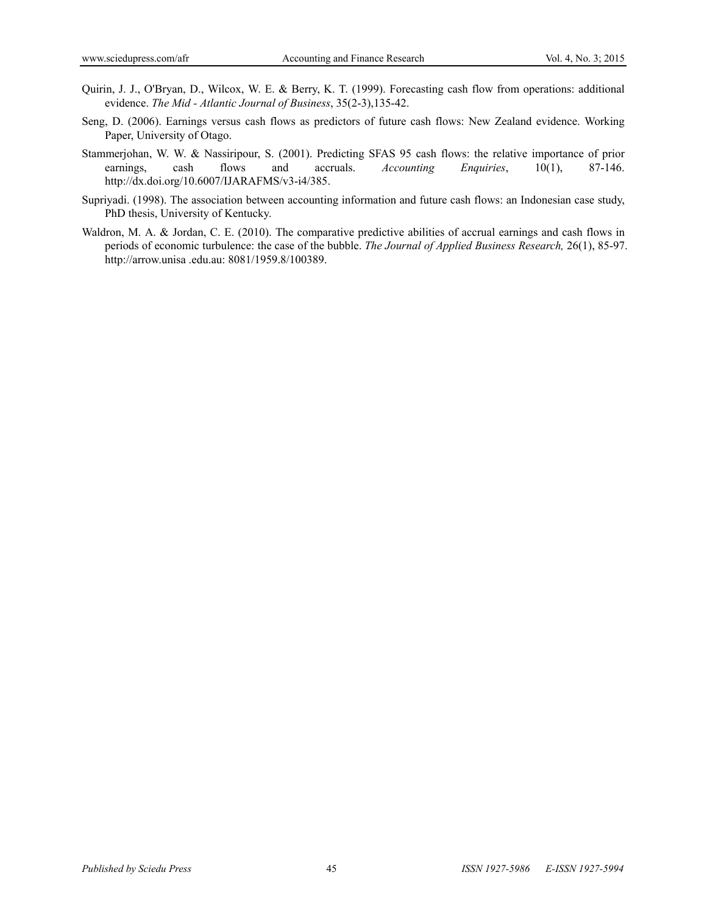Quirin, J. J., O'Bryan, D., Wilcox, W. E. & Berry, K. T. (1999). Forecasting cash flow from operations: additional evidence. *The Mid - Atlantic Journal of Business*, 35(2-3),135-42.

Seng, D. (2006). Earnings versus cash flows as predictors of future cash flows: New Zealand evidence. Working Paper, University of Otago.

Stammerjohan, W. W. & Nassiripour, S. (2001). Predicting SFAS 95 cash flows: the relative importance of prior earnings, cash flows and accruals. *Accounting Enquiries*, 10(1), 87-146. http://dx.doi.org/10.6007/IJARAFMS/v3-i4/385.

Supriyadi. (1998). The association between accounting information and future cash flows: an Indonesian case study, PhD thesis, University of Kentucky.

Waldron, M. A. & Jordan, C. E. (2010). The comparative predictive abilities of accrual earnings and cash flows in periods of economic turbulence: the case of the bubble. *The Journal of Applied Business Research,* 26(1), 85-97. http://arrow.unisa .edu.au: 8081/1959.8/100389.